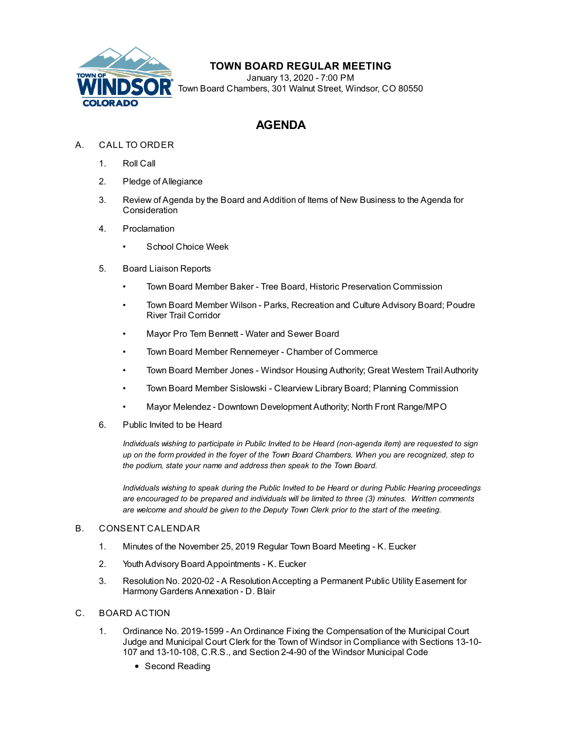# TOWN BOARD REGULAR MEETING

January 13, 2020 - 7:00 PM
Town Board Chambers, 301 Walnut Street, Windsor, CO 80550

## AGENDA

A. CALL TO ORDER

1. Roll Call
2. Pledge of Allegiance
3. Review of Agenda by the Board and Addition of Items of New Business to the Agenda for Consideration
4. Proclamation
   - School Choice Week
5. Board Liaison Reports
   - Town Board Member Baker - Tree Board, Historic Preservation Commission
   - Town Board Member Wilson - Parks, Recreation and Culture Advisory Board; Poudre River Trail Corridor
   - Mayor Pro Tem Bennett - Water and Sewer Board
   - Town Board Member Rennemeyer - Chamber of Commerce
   - Town Board Member Jones - Windsor Housing Authority; Great Western Trail Authority
   - Town Board Member Sislowski - Clearview Library Board; Planning Commission
   - Mayor Melendez - Downtown Development Authority; North Front Range/MPO
6. Public Invited to be Heard

   *Individuals wishing to participate in Public Invited to be Heard (non-agenda item) are requested to sign up on the form provided in the foyer of the Town Board Chambers. When you are recognized, step to the podium, state your name and address then speak to the Town Board.*

   *Individuals wishing to speak during the Public Invited to be Heard or during Public Hearing proceedings are encouraged to be prepared and individuals will be limited to three (3) minutes. Written comments are welcome and should be given to the Deputy Town Clerk prior to the start of the meeting.*

B. CONSENT CALENDAR

1. Minutes of the November 25, 2019 Regular Town Board Meeting - K. Eucker
2. Youth Advisory Board Appointments - K. Eucker
3. Resolution No. 2020-02 - A Resolution Accepting a Permanent Public Utility Easement for Harmony Gardens Annexation - D. Blair

C. BOARD ACTION

1. Ordinance No. 2019-1599 - An Ordinance Fixing the Compensation of the Municipal Court Judge and Municipal Court Clerk for the Town of Windsor in Compliance with Sections 13-10-107 and 13-10-108, C.R.S., and Section 2-4-90 of the Windsor Municipal Code
   - Second Reading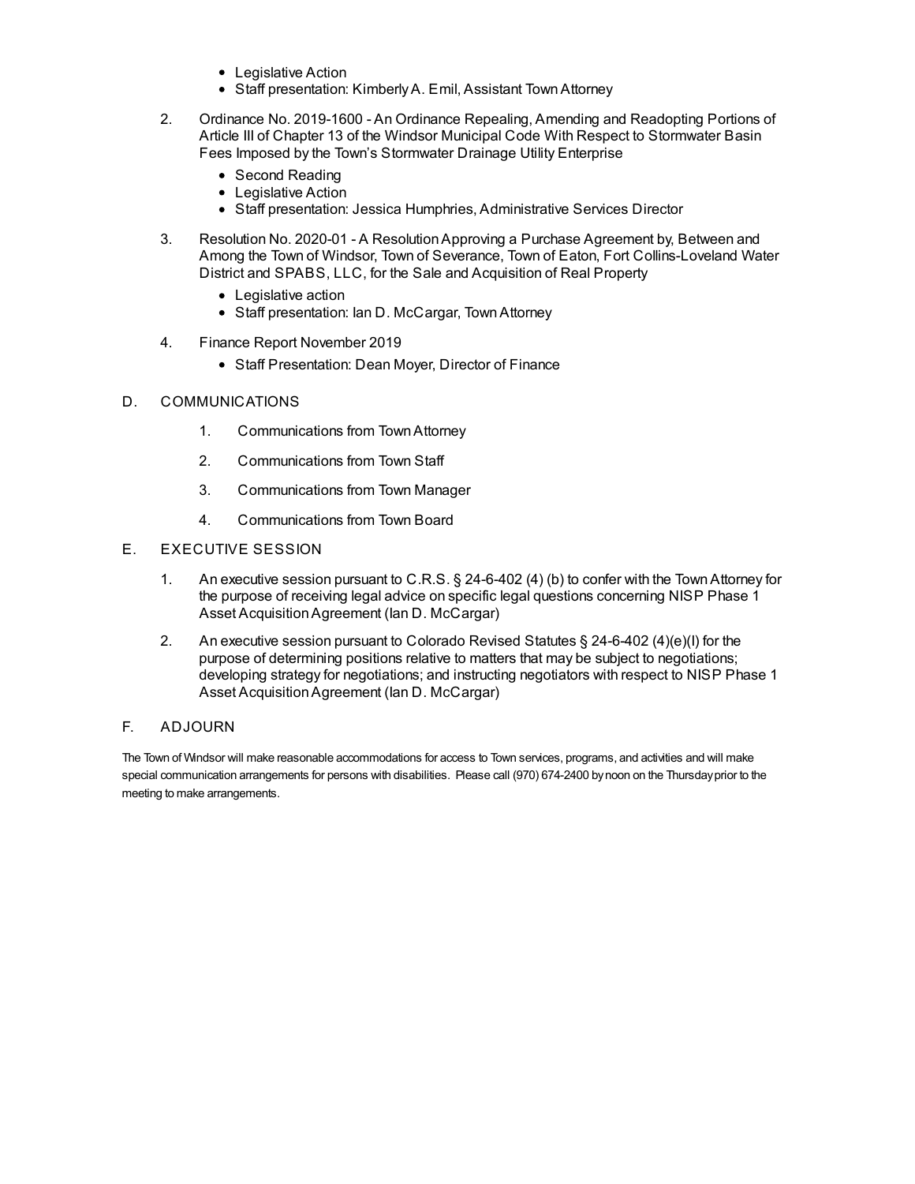- Legislative Action
- Staff presentation: Kimberly A. Emil, Assistant Town Attorney

2. Ordinance No. 2019-1600 - An Ordinance Repealing, Amending and Readopting Portions of Article III of Chapter 13 of the Windsor Municipal Code With Respect to Stormwater Basin Fees Imposed by the Town's Stormwater Drainage Utility Enterprise
   - Second Reading
   - Legislative Action
   - Staff presentation: Jessica Humphries, Administrative Services Director

3. Resolution No. 2020-01 - A Resolution Approving a Purchase Agreement by, Between and Among the Town of Windsor, Town of Severance, Town of Eaton, Fort Collins-Loveland Water District and SPABS, LLC, for the Sale and Acquisition of Real Property
   - Legislative action
   - Staff presentation: Ian D. McCargar, Town Attorney

4. Finance Report November 2019
   - Staff Presentation: Dean Moyer, Director of Finance

D. COMMUNICATIONS

1. Communications from Town Attorney
2. Communications from Town Staff
3. Communications from Town Manager
4. Communications from Town Board

E. EXECUTIVE SESSION

1. An executive session pursuant to C.R.S. § 24-6-402 (4) (b) to confer with the Town Attorney for the purpose of receiving legal advice on specific legal questions concerning NISP Phase 1 Asset Acquisition Agreement (Ian D. McCargar)
2. An executive session pursuant to Colorado Revised Statutes § 24-6-402 (4)(e)(I) for the purpose of determining positions relative to matters that may be subject to negotiations; developing strategy for negotiations; and instructing negotiators with respect to NISP Phase 1 Asset Acquisition Agreement (Ian D. McCargar)

F. ADJOURN

The Town of Windsor will make reasonable accommodations for access to Town services, programs, and activities and will make special communication arrangements for persons with disabilities. Please call (970) 674-2400 by noon on the Thursday prior to the meeting to make arrangements.